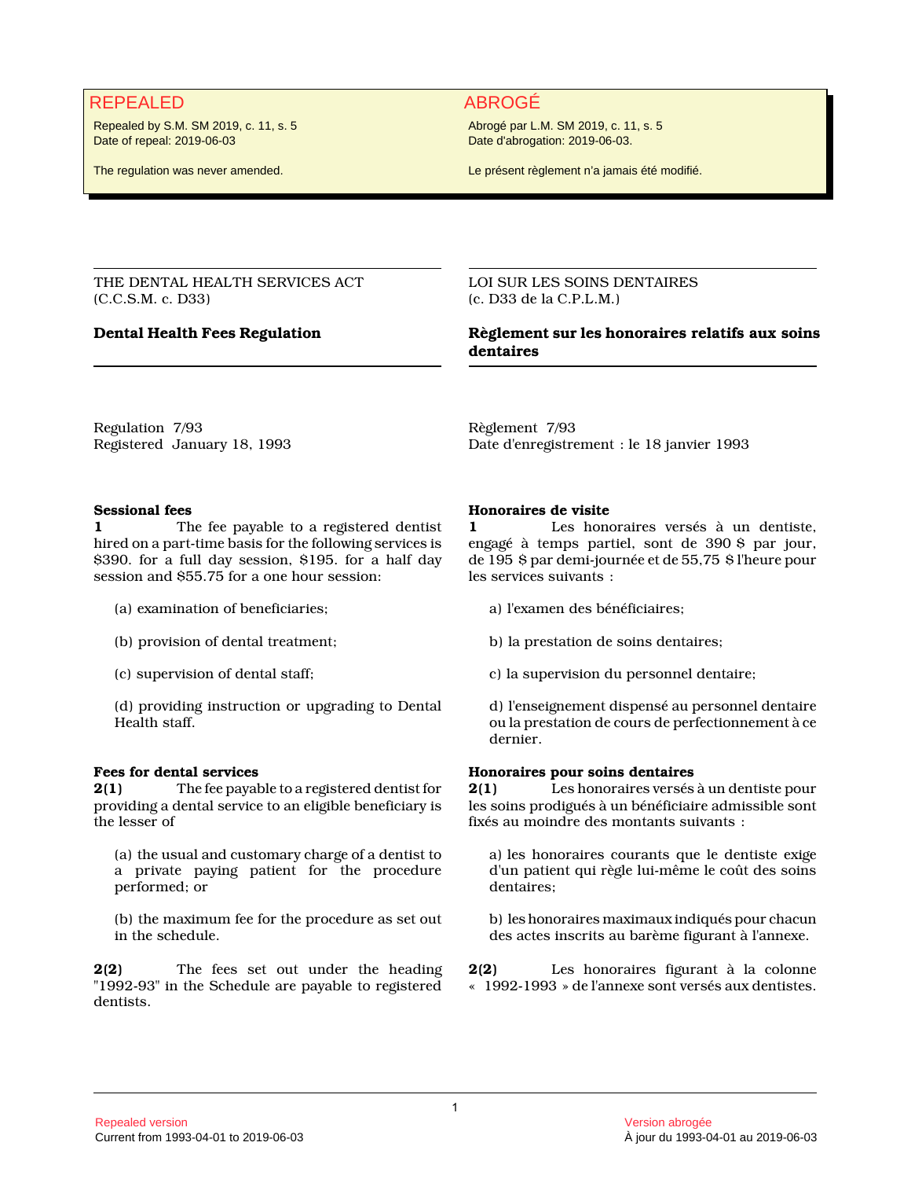**REPEALED**

Repealed by S.M. SM 2019, c. 11, s. 5
Date of repeal: 2019-06-03

The regulation was never amended.

**ABROGÉ**

Abrogé par L.M. SM 2019, c. 11, s. 5
Date d'abrogation: 2019-06-03.

Le présent règlement n'a jamais été modifié.

---

THE DENTAL HEALTH SERVICES ACT
(C.C.S.M. c. D33)

# Dental Health Fees Regulation

Regulation 7/93
Registered January 18, 1993

### Sessional fees

**1** The fee payable to a registered dentist hired on a part-time basis for the following services is $390. for a full day session, $195. for a half day session and $55.75 for a one hour session:

(a) examination of beneficiaries;

(b) provision of dental treatment;

(c) supervision of dental staff;

(d) providing instruction or upgrading to Dental Health staff.

### Fees for dental services

**2(1)** The fee payable to a registered dentist for providing a dental service to an eligible beneficiary is the lesser of

(a) the usual and customary charge of a dentist to a private paying patient for the procedure performed; or

(b) the maximum fee for the procedure as set out in the schedule.

**2(2)** The fees set out under the heading "1992-93" in the Schedule are payable to registered dentists.

---

LOI SUR LES SOINS DENTAIRES
(c. D33 de la C.P.L.M.)

# Règlement sur les honoraires relatifs aux soins dentaires

Règlement 7/93
Date d'enregistrement : le 18 janvier 1993

### Honoraires de visite

**1** Les honoraires versés à un dentiste, engagé à temps partiel, sont de 390 $ par jour, de 195 $ par demi-journée et de 55,75 $ l'heure pour les services suivants :

a) l'examen des bénéficiaires;

b) la prestation de soins dentaires;

c) la supervision du personnel dentaire;

d) l'enseignement dispensé au personnel dentaire ou la prestation de cours de perfectionnement à ce dernier.

### Honoraires pour soins dentaires

**2(1)** Les honoraires versés à un dentiste pour les soins prodigués à un bénéficiaire admissible sont fixés au moindre des montants suivants :

a) les honoraires courants que le dentiste exige d'un patient qui règle lui-même le coût des soins dentaires;

b) les honoraires maximaux indiqués pour chacun des actes inscrits au barème figurant à l'annexe.

**2(2)** Les honoraires figurant à la colonne « 1992-1993 » de l'annexe sont versés aux dentistes.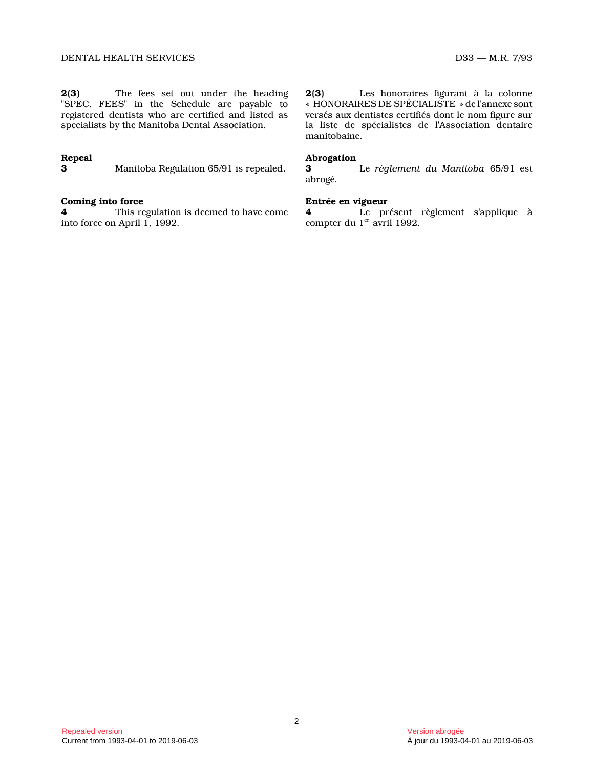**2(3)** The fees set out under the heading "SPEC. FEES" in the Schedule are payable to registered dentists who are certified and listed as specialists by the Manitoba Dental Association.

**2(3)** Les honoraires figurant à la colonne « HONORAIRES DE SPÉCIALISTE » de l'annexe sont versés aux dentistes certifiés dont le nom figure sur la liste de spécialistes de l'Association dentaire manitobaine.

**Repeal**

**3** Manitoba Regulation 65/91 is repealed.

**Abrogation**

**3** Le *règlement du Manitoba* 65/91 est abrogé.

**Coming into force**

**4** This regulation is deemed to have come into force on April 1, 1992.

**Entrée en vigueur**

**4** Le présent règlement s'applique à compter du 1er avril 1992.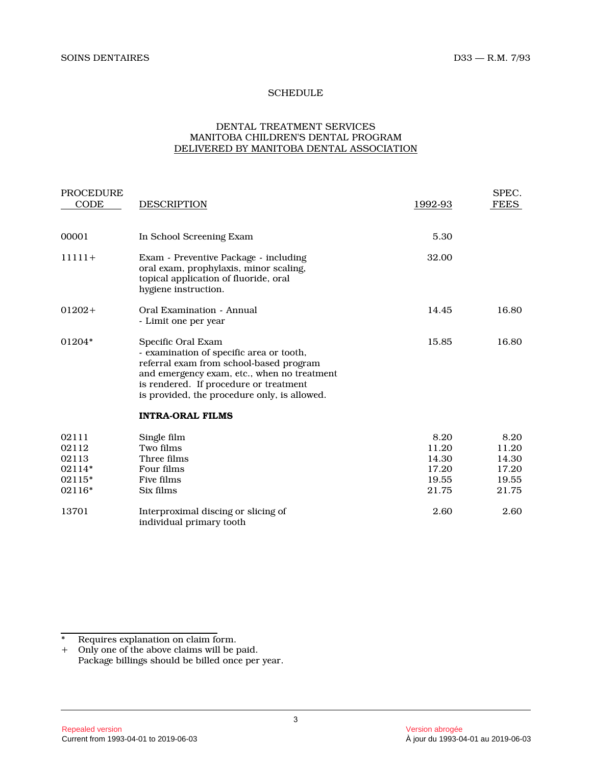## SCHEDULE

### DENTAL TREATMENT SERVICES
### MANITOBA CHILDREN'S DENTAL PROGRAM
### DELIVERED BY MANITOBA DENTAL ASSOCIATION

| PROCEDURE CODE | DESCRIPTION | 1992-93 | SPEC. FEES |
|---|---|---|---|
| 00001 | In School Screening Exam | 5.30 | |
| 11111+ | Exam - Preventive Package - including oral exam, prophylaxis, minor scaling, topical application of fluoride, oral hygiene instruction. | 32.00 | |
| 01202+ | Oral Examination - Annual - Limit one per year | 14.45 | 16.80 |
| 01204* | Specific Oral Exam - examination of specific area or tooth, referral exam from school-based program and emergency exam, etc., when no treatment is rendered. If procedure or treatment is provided, the procedure only, is allowed. | 15.85 | 16.80 |
| | **INTRA-ORAL FILMS** | | |
| 02111 | Single film | 8.20 | 8.20 |
| 02112 | Two films | 11.20 | 11.20 |
| 02113 | Three films | 14.30 | 14.30 |
| 02114* | Four films | 17.20 | 17.20 |
| 02115* | Five films | 19.55 | 19.55 |
| 02116* | Six films | 21.75 | 21.75 |
| 13701 | Interproximal discing or slicing of individual primary tooth | 2.60 | 2.60 |

\* Requires explanation on claim form.

\+ Only one of the above claims will be paid.
Package billings should be billed once per year.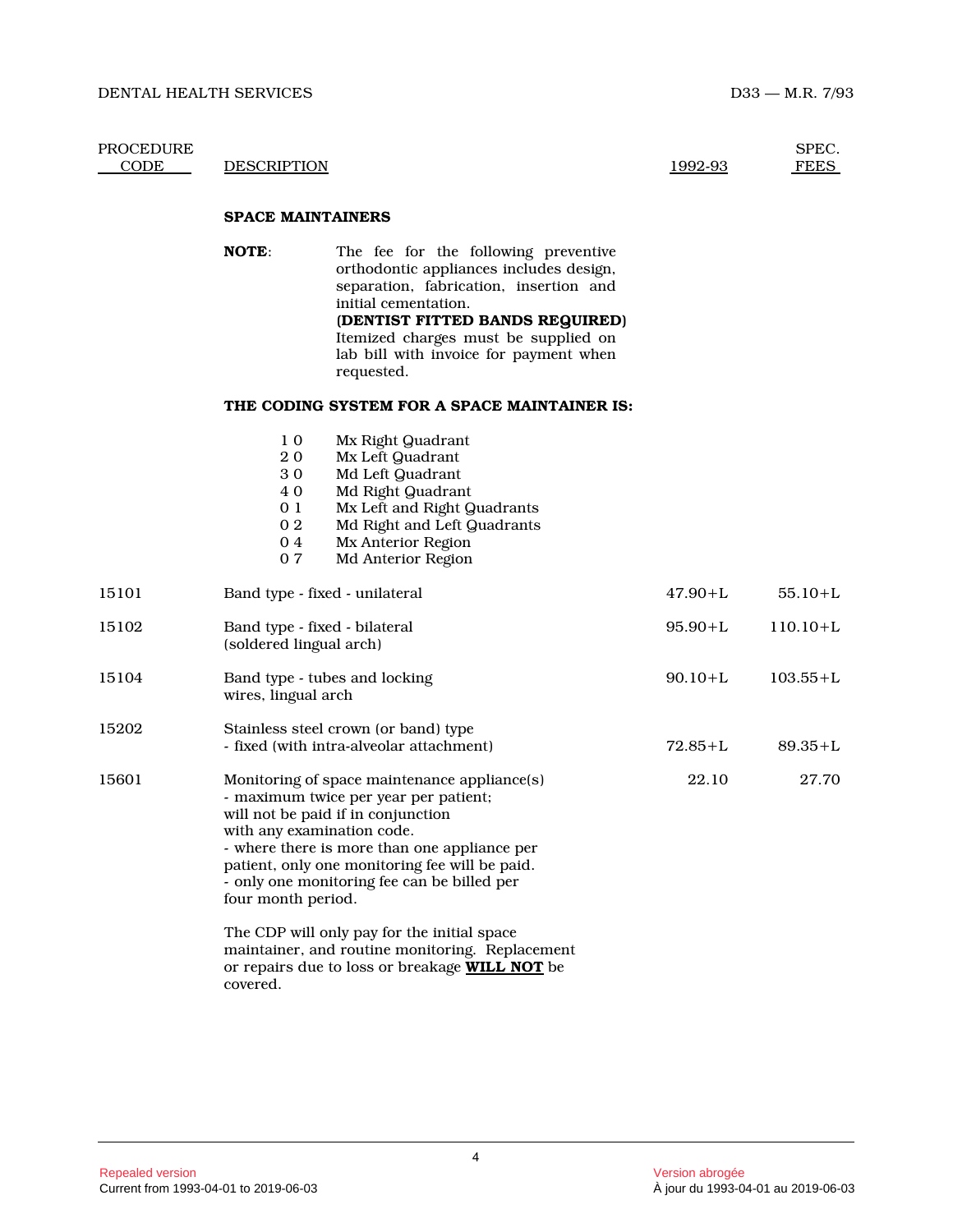| PROCEDURE CODE | DESCRIPTION | 1992-93 | SPEC. FEES |
|---|---|---|---|

## SPACE MAINTAINERS

**NOTE**: The fee for the following preventive orthodontic appliances includes design, separation, fabrication, insertion and initial cementation.
**(DENTIST FITTED BANDS REQUIRED)**
Itemized charges must be supplied on lab bill with invoice for payment when requested.

**THE CODING SYSTEM FOR A SPACE MAINTAINER IS:**

| Code | Region |
|---|---|
| 1 0 | Mx Right Quadrant |
| 2 0 | Mx Left Quadrant |
| 3 0 | Md Left Quadrant |
| 4 0 | Md Right Quadrant |
| 0 1 | Mx Left and Right Quadrants |
| 0 2 | Md Right and Left Quadrants |
| 0 4 | Mx Anterior Region |
| 0 7 | Md Anterior Region |

| PROCEDURE CODE | DESCRIPTION | 1992-93 | SPEC. FEES |
|---|---|---|---|
| 15101 | Band type - fixed - unilateral | 47.90+L | 55.10+L |
| 15102 | Band type - fixed - bilateral (soldered lingual arch) | 95.90+L | 110.10+L |
| 15104 | Band type - tubes and locking wires, lingual arch | 90.10+L | 103.55+L |
| 15202 | Stainless steel crown (or band) type - fixed (with intra-alveolar attachment) | 72.85+L | 89.35+L |
| 15601 | Monitoring of space maintenance appliance(s) - maximum twice per year per patient; will not be paid if in conjunction with any examination code. - where there is more than one appliance per patient, only one monitoring fee will be paid. - only one monitoring fee can be billed per four month period. | 22.10 | 27.70 |

The CDP will only pay for the initial space maintainer, and routine monitoring. Replacement or repairs due to loss or breakage **WILL NOT** be covered.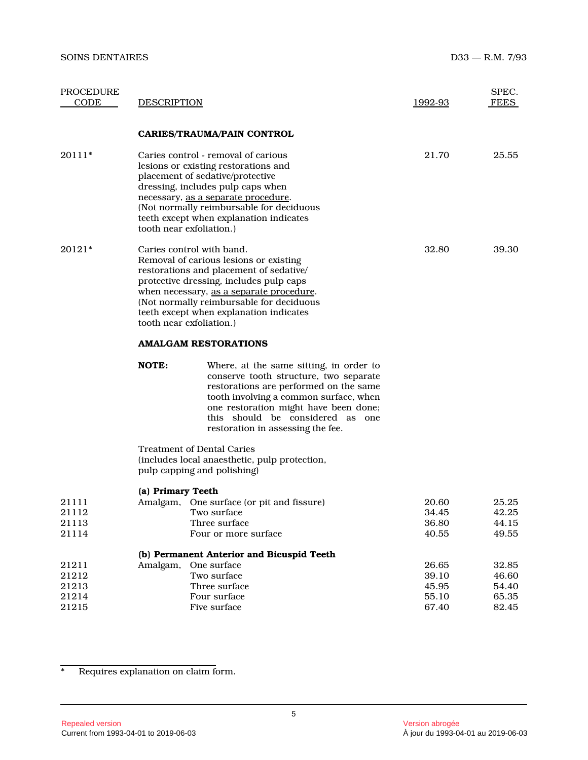| PROCEDURE CODE | DESCRIPTION | 1992-93 | SPEC. FEES |
|---|---|---|---|
| | **CARIES/TRAUMA/PAIN CONTROL** | | |
| 20111* | Caries control - removal of carious lesions or existing restorations and placement of sedative/protective dressing, includes pulp caps when necessary, as a separate procedure. (Not normally reimbursable for deciduous teeth except when explanation indicates tooth near exfoliation.) | 21.70 | 25.55 |
| 20121* | Caries control with band. Removal of carious lesions or existing restorations and placement of sedative/protective dressing, includes pulp caps when necessary, as a separate procedure. (Not normally reimbursable for deciduous teeth except when explanation indicates tooth near exfoliation.) | 32.80 | 39.30 |

**AMALGAM RESTORATIONS**

**NOTE:** Where, at the same sitting, in order to conserve tooth structure, two separate restorations are performed on the same tooth involving a common surface, when one restoration might have been done; this should be considered as one restoration in assessing the fee.

Treatment of Dental Caries (includes local anaesthetic, pulp protection, pulp capping and polishing)

| PROCEDURE CODE | DESCRIPTION | 1992-93 | SPEC. FEES |
|---|---|---|---|
| | **(a) Primary Teeth** | | |
| 21111 | Amalgam, One surface (or pit and fissure) | 20.60 | 25.25 |
| 21112 | Two surface | 34.45 | 42.25 |
| 21113 | Three surface | 36.80 | 44.15 |
| 21114 | Four or more surface | 40.55 | 49.55 |
| | **(b) Permanent Anterior and Bicuspid Teeth** | | |
| 21211 | Amalgam, One surface | 26.65 | 32.85 |
| 21212 | Two surface | 39.10 | 46.60 |
| 21213 | Three surface | 45.95 | 54.40 |
| 21214 | Four surface | 55.10 | 65.35 |
| 21215 | Five surface | 67.40 | 82.45 |

\* Requires explanation on claim form.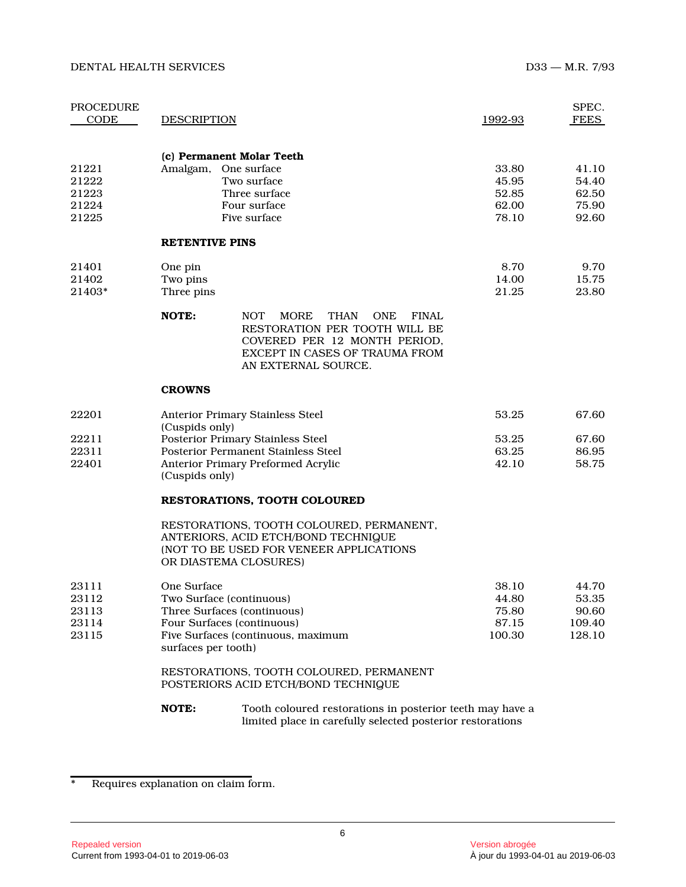| PROCEDURE CODE | DESCRIPTION | 1992-93 | SPEC. FEES |
|---|---|---|---|
| | **(c) Permanent Molar Teeth** | | |
| 21221 | Amalgam, One surface | 33.80 | 41.10 |
| 21222 | Two surface | 45.95 | 54.40 |
| 21223 | Three surface | 52.85 | 62.50 |
| 21224 | Four surface | 62.00 | 75.90 |
| 21225 | Five surface | 78.10 | 92.60 |
| | **RETENTIVE PINS** | | |
| 21401 | One pin | 8.70 | 9.70 |
| 21402 | Two pins | 14.00 | 15.75 |
| 21403* | Three pins | 21.25 | 23.80 |

**NOTE:** NOT MORE THAN ONE FINAL RESTORATION PER TOOTH WILL BE COVERED PER 12 MONTH PERIOD, EXCEPT IN CASES OF TRAUMA FROM AN EXTERNAL SOURCE.

| PROCEDURE CODE | DESCRIPTION | 1992-93 | SPEC. FEES |
|---|---|---|---|
| | **CROWNS** | | |
| 22201 | Anterior Primary Stainless Steel (Cuspids only) | 53.25 | 67.60 |
| 22211 | Posterior Primary Stainless Steel | 53.25 | 67.60 |
| 22311 | Posterior Permanent Stainless Steel | 63.25 | 86.95 |
| 22401 | Anterior Primary Preformed Acrylic (Cuspids only) | 42.10 | 58.75 |

**RESTORATIONS, TOOTH COLOURED**

RESTORATIONS, TOOTH COLOURED, PERMANENT, ANTERIORS, ACID ETCH/BOND TECHNIQUE (NOT TO BE USED FOR VENEER APPLICATIONS OR DIASTEMA CLOSURES)

| PROCEDURE CODE | DESCRIPTION | 1992-93 | SPEC. FEES |
|---|---|---|---|
| 23111 | One Surface | 38.10 | 44.70 |
| 23112 | Two Surface (continuous) | 44.80 | 53.35 |
| 23113 | Three Surfaces (continuous) | 75.80 | 90.60 |
| 23114 | Four Surfaces (continuous) | 87.15 | 109.40 |
| 23115 | Five Surfaces (continuous, maximum surfaces per tooth) | 100.30 | 128.10 |

RESTORATIONS, TOOTH COLOURED, PERMANENT POSTERIORS ACID ETCH/BOND TECHNIQUE

**NOTE:** Tooth coloured restorations in posterior teeth may have a limited place in carefully selected posterior restorations

\* Requires explanation on claim form.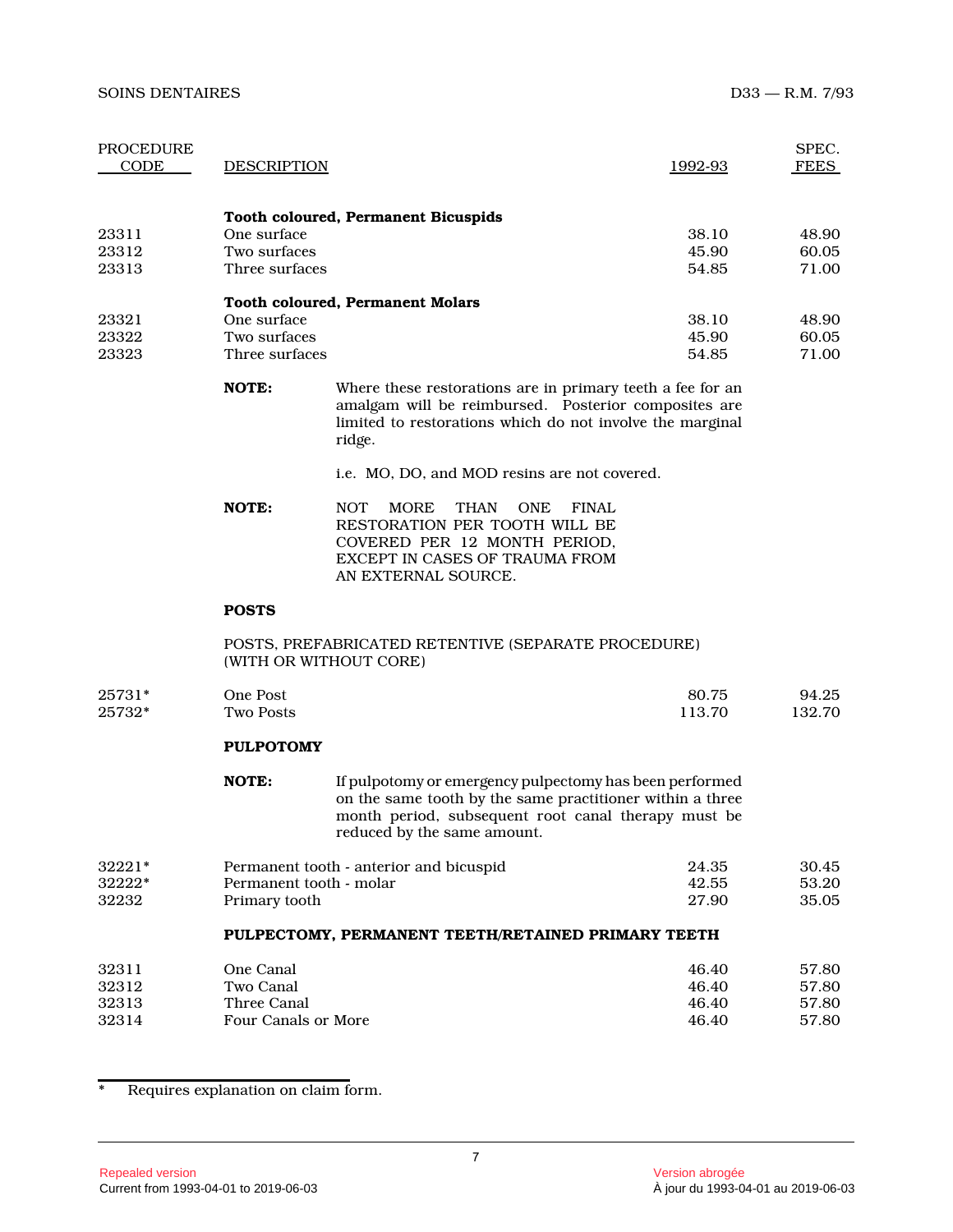| PROCEDURE CODE | DESCRIPTION | 1992-93 | SPEC. FEES |
|---|---|---|---|
| | **Tooth coloured, Permanent Bicuspids** | | |
| 23311 | One surface | 38.10 | 48.90 |
| 23312 | Two surfaces | 45.90 | 60.05 |
| 23313 | Three surfaces | 54.85 | 71.00 |
| | **Tooth coloured, Permanent Molars** | | |
| 23321 | One surface | 38.10 | 48.90 |
| 23322 | Two surfaces | 45.90 | 60.05 |
| 23323 | Three surfaces | 54.85 | 71.00 |

**NOTE:** Where these restorations are in primary teeth a fee for an amalgam will be reimbursed. Posterior composites are limited to restorations which do not involve the marginal ridge.

i.e. MO, DO, and MOD resins are not covered.

**NOTE:** NOT MORE THAN ONE FINAL RESTORATION PER TOOTH WILL BE COVERED PER 12 MONTH PERIOD, EXCEPT IN CASES OF TRAUMA FROM AN EXTERNAL SOURCE.

**POSTS**

POSTS, PREFABRICATED RETENTIVE (SEPARATE PROCEDURE) (WITH OR WITHOUT CORE)

| PROCEDURE CODE | DESCRIPTION | 1992-93 | SPEC. FEES |
|---|---|---|---|
| 25731* | One Post | 80.75 | 94.25 |
| 25732* | Two Posts | 113.70 | 132.70 |

**PULPOTOMY**

**NOTE:** If pulpotomy or emergency pulpectomy has been performed on the same tooth by the same practitioner within a three month period, subsequent root canal therapy must be reduced by the same amount.

| PROCEDURE CODE | DESCRIPTION | 1992-93 | SPEC. FEES |
|---|---|---|---|
| 32221* | Permanent tooth - anterior and bicuspid | 24.35 | 30.45 |
| 32222* | Permanent tooth - molar | 42.55 | 53.20 |
| 32232 | Primary tooth | 27.90 | 35.05 |
| | **PULPECTOMY, PERMANENT TEETH/RETAINED PRIMARY TEETH** | | |
| 32311 | One Canal | 46.40 | 57.80 |
| 32312 | Two Canal | 46.40 | 57.80 |
| 32313 | Three Canal | 46.40 | 57.80 |
| 32314 | Four Canals or More | 46.40 | 57.80 |

\* Requires explanation on claim form.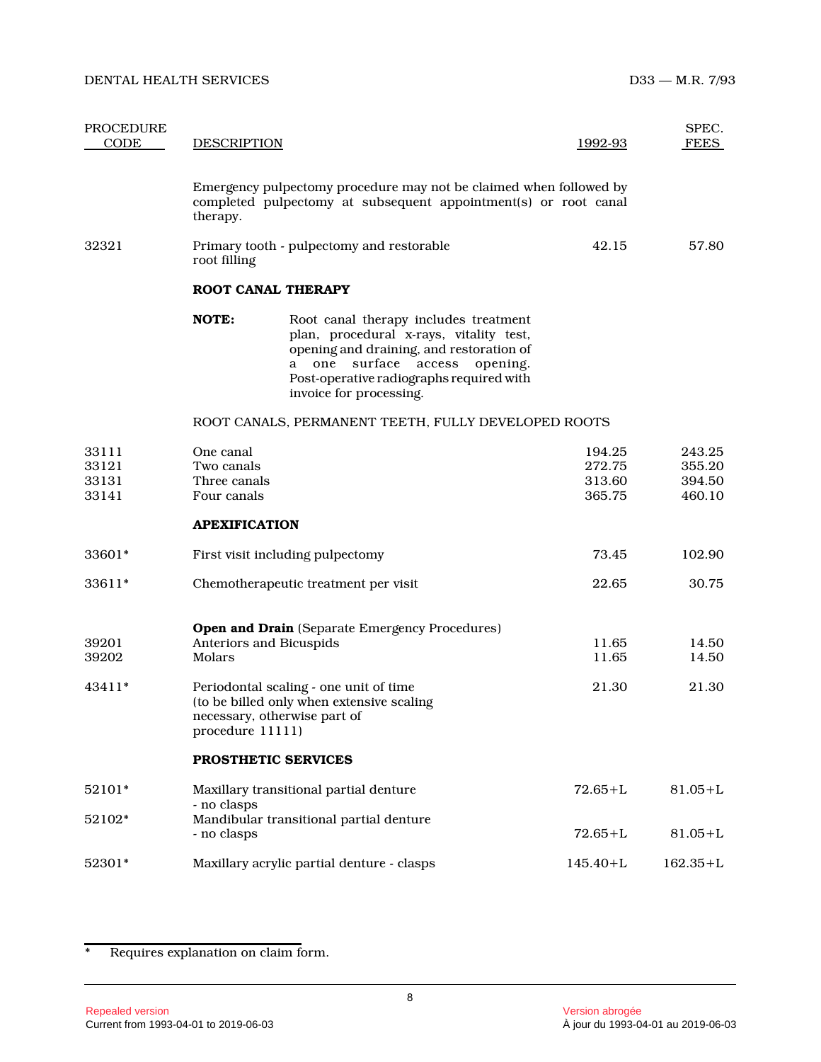| PROCEDURE CODE | DESCRIPTION | 1992-93 | SPEC. FEES |
|---|---|---|---|
| | Emergency pulpectomy procedure may not be claimed when followed by completed pulpectomy at subsequent appointment(s) or root canal therapy. | | |
| 32321 | Primary tooth - pulpectomy and restorable root filling | 42.15 | 57.80 |
| | **ROOT CANAL THERAPY** | | |
| | **NOTE:** Root canal therapy includes treatment plan, procedural x-rays, vitality test, opening and draining, and restoration of a one surface access opening. Post-operative radiographs required with invoice for processing. | | |
| | ROOT CANALS, PERMANENT TEETH, FULLY DEVELOPED ROOTS | | |
| 33111 | One canal | 194.25 | 243.25 |
| 33121 | Two canals | 272.75 | 355.20 |
| 33131 | Three canals | 313.60 | 394.50 |
| 33141 | Four canals | 365.75 | 460.10 |
| | **APEXIFICATION** | | |
| 33601* | First visit including pulpectomy | 73.45 | 102.90 |
| 33611* | Chemotherapeutic treatment per visit | 22.65 | 30.75 |
| | **Open and Drain** (Separate Emergency Procedures) | | |
| 39201 | Anteriors and Bicuspids | 11.65 | 14.50 |
| 39202 | Molars | 11.65 | 14.50 |
| 43411* | Periodontal scaling - one unit of time (to be billed only when extensive scaling necessary, otherwise part of procedure 11111) | 21.30 | 21.30 |
| | **PROSTHETIC SERVICES** | | |
| 52101* | Maxillary transitional partial denture - no clasps | 72.65+L | 81.05+L |
| 52102* | Mandibular transitional partial denture - no clasps | 72.65+L | 81.05+L |
| 52301* | Maxillary acrylic partial denture - clasps | 145.40+L | 162.35+L |

\* Requires explanation on claim form.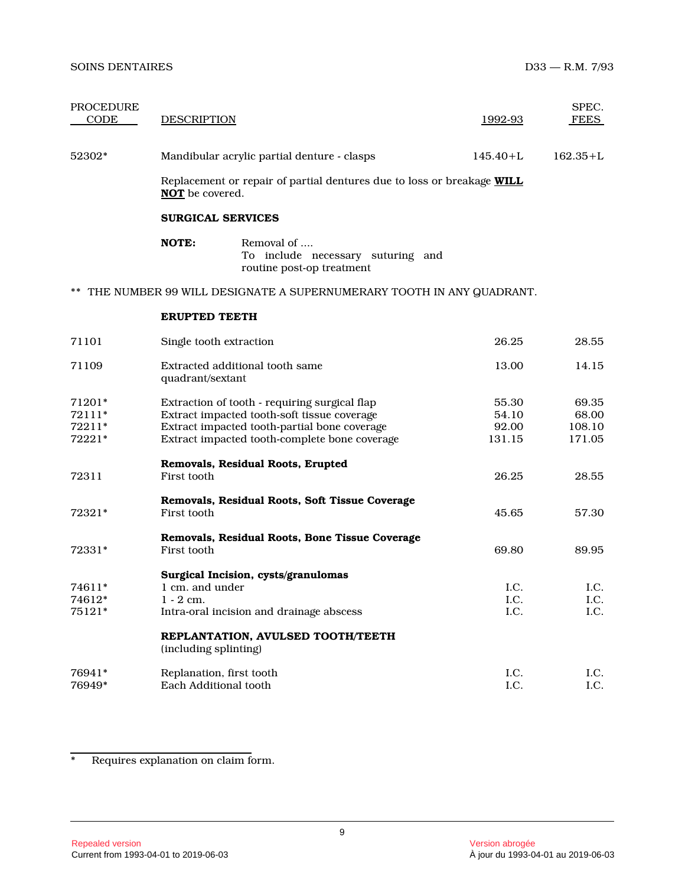| PROCEDURE CODE | DESCRIPTION | 1992-93 | SPEC. FEES |
|---|---|---|---|
| 52302* | Mandibular acrylic partial denture - clasps | 145.40+L | 162.35+L |

Replacement or repair of partial dentures due to loss or breakage **WILL NOT** be covered.

**SURGICAL SERVICES**

**NOTE:** Removal of ....
To include necessary suturing and routine post-op treatment

** THE NUMBER 99 WILL DESIGNATE A SUPERNUMERARY TOOTH IN ANY QUADRANT.

| PROCEDURE CODE | DESCRIPTION | 1992-93 | SPEC. FEES |
|---|---|---|---|
| | **ERUPTED TEETH** | | |
| 71101 | Single tooth extraction | 26.25 | 28.55 |
| 71109 | Extracted additional tooth same quadrant/sextant | 13.00 | 14.15 |
| 71201* | Extraction of tooth - requiring surgical flap | 55.30 | 69.35 |
| 72111* | Extract impacted tooth-soft tissue coverage | 54.10 | 68.00 |
| 72211* | Extract impacted tooth-partial bone coverage | 92.00 | 108.10 |
| 72221* | Extract impacted tooth-complete bone coverage | 131.15 | 171.05 |
| | **Removals, Residual Roots, Erupted** | | |
| 72311 | First tooth | 26.25 | 28.55 |
| | **Removals, Residual Roots, Soft Tissue Coverage** | | |
| 72321* | First tooth | 45.65 | 57.30 |
| | **Removals, Residual Roots, Bone Tissue Coverage** | | |
| 72331* | First tooth | 69.80 | 89.95 |
| | **Surgical Incision, cysts/granulomas** | | |
| 74611* | 1 cm. and under | I.C. | I.C. |
| 74612* | 1 - 2 cm. | I.C. | I.C. |
| 75121* | Intra-oral incision and drainage abscess | I.C. | I.C. |
| | **REPLANTATION, AVULSED TOOTH/TEETH** (including splinting) | | |
| 76941* | Replanation, first tooth | I.C. | I.C. |
| 76949* | Each Additional tooth | I.C. | I.C. |

\* Requires explanation on claim form.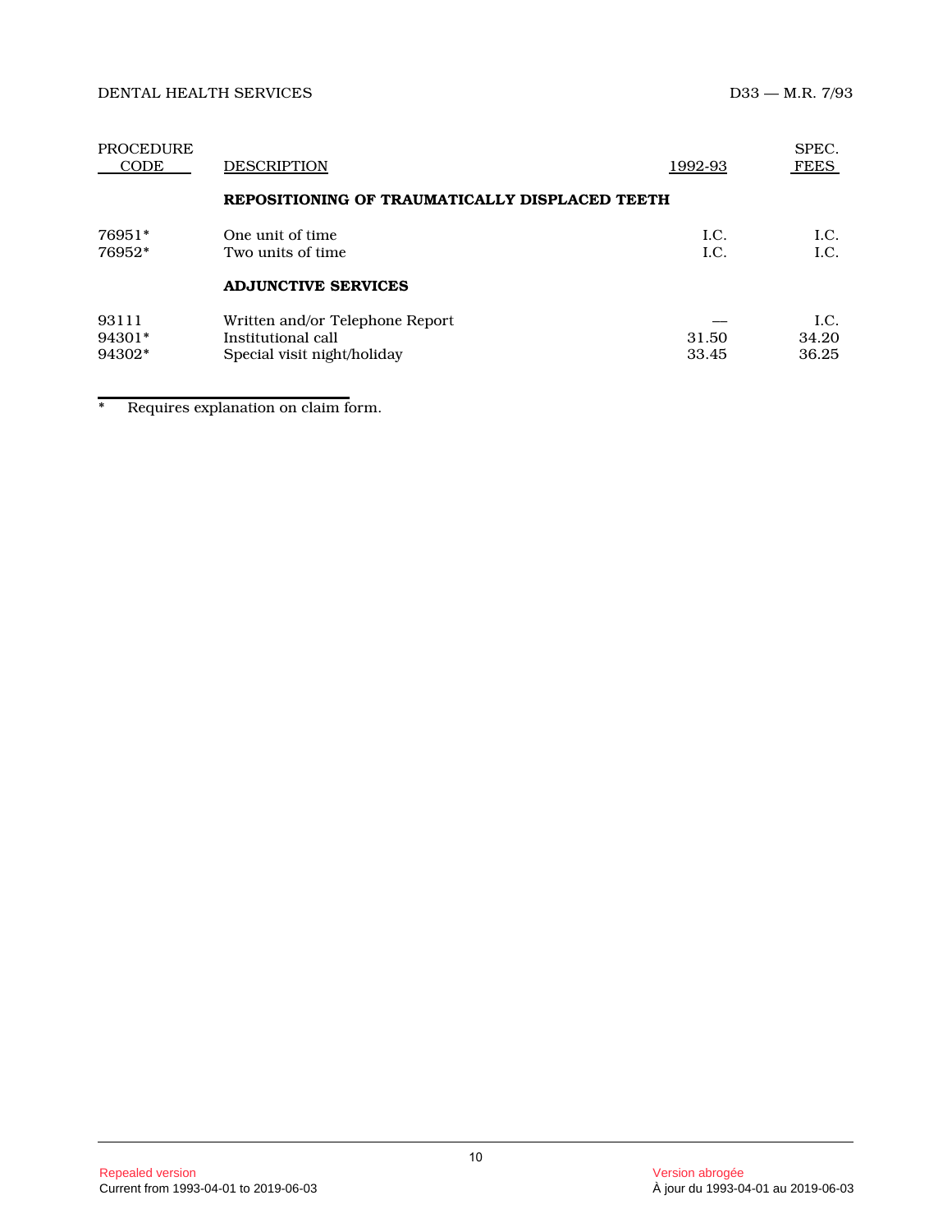| PROCEDURE CODE | DESCRIPTION | 1992-93 | SPEC. FEES |
|---|---|---|---|
| | **REPOSITIONING OF TRAUMATICALLY DISPLACED TEETH** | | |
| 76951* | One unit of time | I.C. | I.C. |
| 76952* | Two units of time | I.C. | I.C. |
| | **ADJUNCTIVE SERVICES** | | |
| 93111 | Written and/or Telephone Report | — | I.C. |
| 94301* | Institutional call | 31.50 | 34.20 |
| 94302* | Special visit night/holiday | 33.45 | 36.25 |

\* Requires explanation on claim form.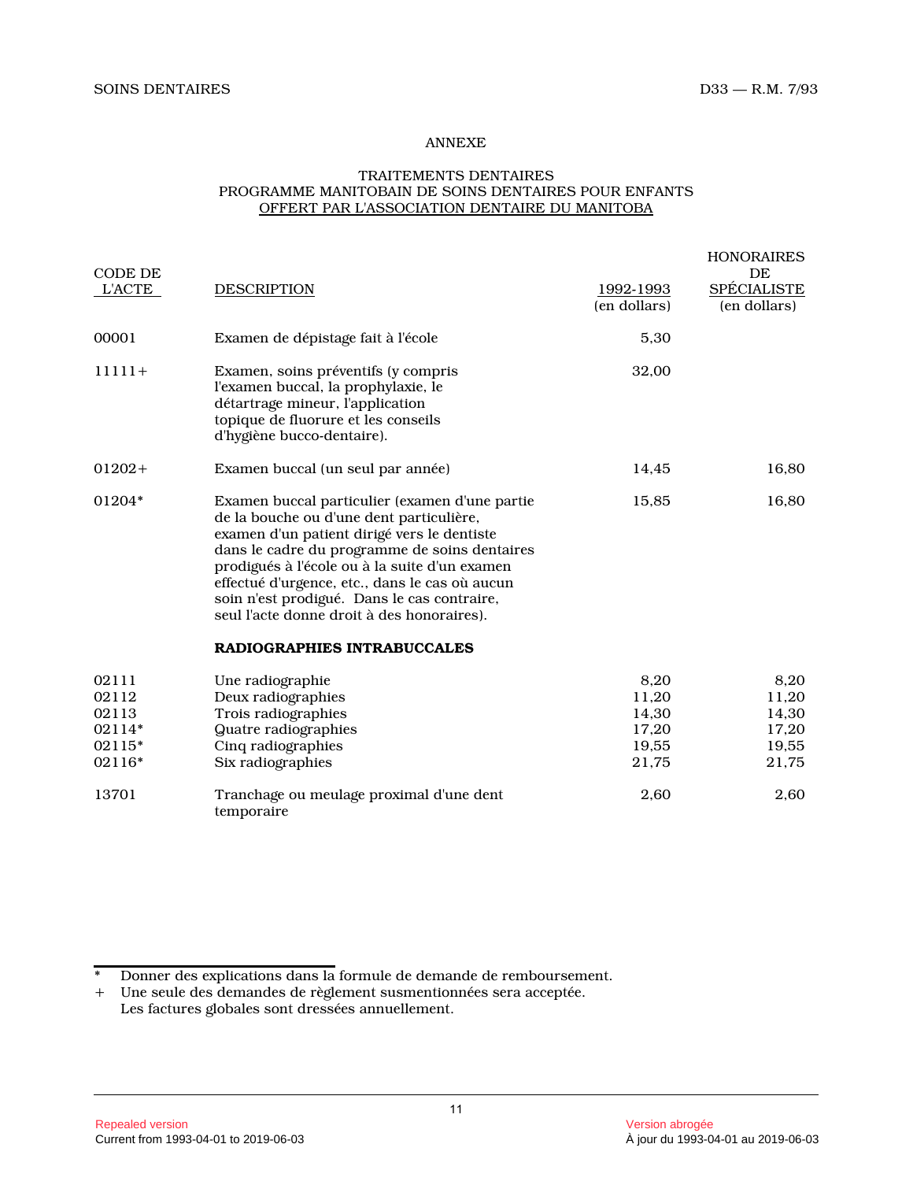## ANNEXE

### TRAITEMENTS DENTAIRES
### PROGRAMME MANITOBAIN DE SOINS DENTAIRES POUR ENFANTS
### OFFERT PAR L'ASSOCIATION DENTAIRE DU MANITOBA

| CODE DE L'ACTE | DESCRIPTION | 1992-1993 (en dollars) | HONORAIRES DE SPÉCIALISTE (en dollars) |
|---|---|---|---|
| 00001 | Examen de dépistage fait à l'école | 5,30 | |
| 11111+ | Examen, soins préventifs (y compris l'examen buccal, la prophylaxie, le détartrage mineur, l'application topique de fluorure et les conseils d'hygiène bucco-dentaire). | 32,00 | |
| 01202+ | Examen buccal (un seul par année) | 14,45 | 16,80 |
| 01204* | Examen buccal particulier (examen d'une partie de la bouche ou d'une dent particulière, examen d'un patient dirigé vers le dentiste dans le cadre du programme de soins dentaires prodigués à l'école ou à la suite d'un examen effectué d'urgence, etc., dans le cas où aucun soin n'est prodigué. Dans le cas contraire, seul l'acte donne droit à des honoraires). | 15,85 | 16,80 |
| | **RADIOGRAPHIES INTRABUCCALES** | | |
| 02111 | Une radiographie | 8,20 | 8,20 |
| 02112 | Deux radiographies | 11,20 | 11,20 |
| 02113 | Trois radiographies | 14,30 | 14,30 |
| 02114* | Quatre radiographies | 17,20 | 17,20 |
| 02115* | Cinq radiographies | 19,55 | 19,55 |
| 02116* | Six radiographies | 21,75 | 21,75 |
| 13701 | Tranchage ou meulage proximal d'une dent temporaire | 2,60 | 2,60 |

\* Donner des explications dans la formule de demande de remboursement.

\+ Une seule des demandes de règlement susmentionnées sera acceptée. Les factures globales sont dressées annuellement.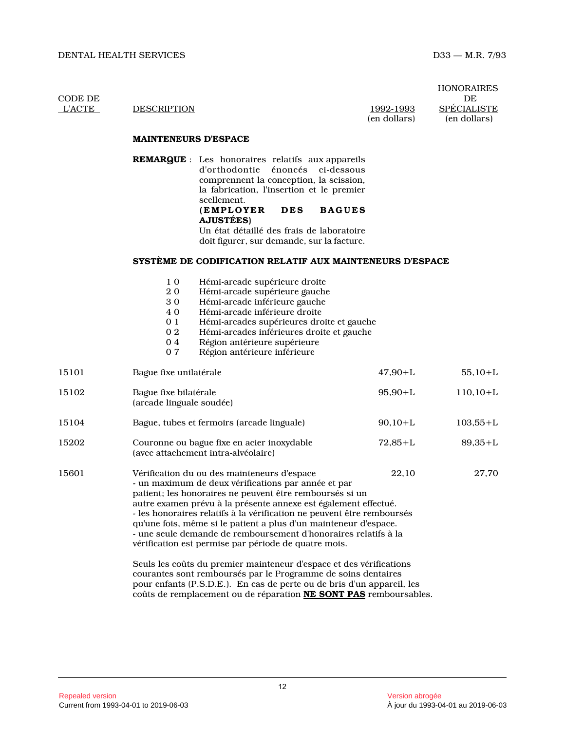| CODE DE L'ACTE | DESCRIPTION | 1992-1993 (en dollars) | HONORAIRES DE SPÉCIALISTE (en dollars) |
|---|---|---|---|

**MAINTENEURS D'ESPACE**

**REMARQUE** : Les honoraires relatifs aux appareils d'orthodontie énoncés ci-dessous comprennent la conception, la scission, la fabrication, l'insertion et le premier scellement.
**(EMPLOYER DES BAGUES AJUSTÉES)**
Un état détaillé des frais de laboratoire doit figurer, sur demande, sur la facture.

**SYSTÈME DE CODIFICATION RELATIF AUX MAINTENEURS D'ESPACE**

- 1 0 Hémi-arcade supérieure droite
- 2 0 Hémi-arcade supérieure gauche
- 3 0 Hémi-arcade inférieure gauche
- 4 0 Hémi-arcade inférieure droite
- 0 1 Hémi-arcades supérieures droite et gauche
- 0 2 Hémi-arcades inférieures droite et gauche
- 0 4 Région antérieure supérieure
- 0 7 Région antérieure inférieure

| CODE DE L'ACTE | DESCRIPTION | 1992-1993 (en dollars) | HONORAIRES DE SPÉCIALISTE (en dollars) |
|---|---|---|---|
| 15101 | Bague fixe unilatérale | 47,90+L | 55,10+L |
| 15102 | Bague fixe bilatérale (arcade linguale soudée) | 95,90+L | 110,10+L |
| 15104 | Bague, tubes et fermoirs (arcade linguale) | 90,10+L | 103,55+L |
| 15202 | Couronne ou bague fixe en acier inoxydable (avec attachement intra-alvéolaire) | 72,85+L | 89,35+L |
| 15601 | Vérification du ou des mainteneurs d'espace<br>- un maximum de deux vérifications par année et par patient; les honoraires ne peuvent être remboursés si un autre examen prévu à la présente annexe est également effectué.<br>- les honoraires relatifs à la vérification ne peuvent être remboursés qu'une fois, même si le patient a plus d'un mainteneur d'espace.<br>- une seule demande de remboursement d'honoraires relatifs à la vérification est permise par période de quatre mois. | 22,10 | 27,70 |

Seuls les coûts du premier mainteneur d'espace et des vérifications courantes sont remboursés par le Programme de soins dentaires pour enfants (P.S.D.E.). En cas de perte ou de bris d'un appareil, les coûts de remplacement ou de réparation **NE SONT PAS** remboursables.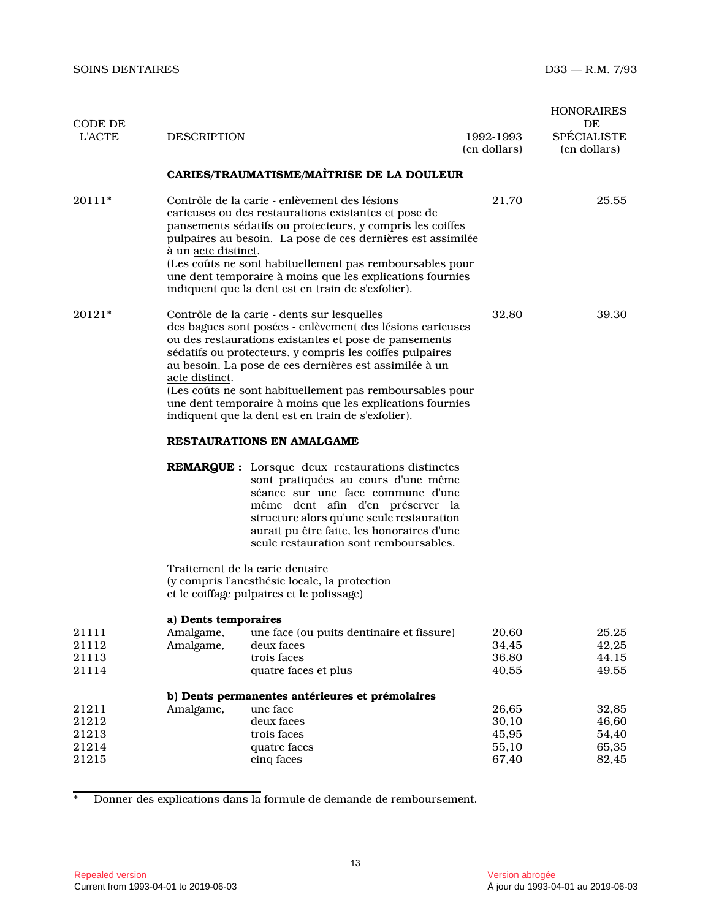| CODE DE L'ACTE | DESCRIPTION | 1992-1993 (en dollars) | HONORAIRES DE SPÉCIALISTE (en dollars) |
|---|---|---|---|
| | **CARIES/TRAUMATISME/MAÎTRISE DE LA DOULEUR** | | |
| 20111* | Contrôle de la carie - enlèvement des lésions carieuses ou des restaurations existantes et pose de pansements sédatifs ou protecteurs, y compris les coiffes pulpaires au besoin. La pose de ces dernières est assimilée à un acte distinct. (Les coûts ne sont habituellement pas remboursables pour une dent temporaire à moins que les explications fournies indiquent que la dent est en train de s'exfolier). | 21,70 | 25,55 |
| 20121* | Contrôle de la carie - dents sur lesquelles des bagues sont posées - enlèvement des lésions carieuses ou des restaurations existantes et pose de pansements sédatifs ou protecteurs, y compris les coiffes pulpaires au besoin. La pose de ces dernières est assimilée à un acte distinct. (Les coûts ne sont habituellement pas remboursables pour une dent temporaire à moins que les explications fournies indiquent que la dent est en train de s'exfolier). | 32,80 | 39,30 |

**RESTAURATIONS EN AMALGAME**

**REMARQUE :** Lorsque deux restaurations distinctes sont pratiquées au cours d'une même séance sur une face commune d'une même dent afin d'en préserver la structure alors qu'une seule restauration aurait pu être faite, les honoraires d'une seule restauration sont remboursables.

Traitement de la carie dentaire (y compris l'anesthésie locale, la protection et le coiffage pulpaires et le polissage)

| CODE DE L'ACTE | DESCRIPTION | | 1992-1993 (en dollars) | HONORAIRES DE SPÉCIALISTE (en dollars) |
|---|---|---|---|---|
| | **a) Dents temporaires** | | | |
| 21111 | Amalgame, | une face (ou puits dentinaire et fissure) | 20,60 | 25,25 |
| 21112 | Amalgame, | deux faces | 34,45 | 42,25 |
| 21113 | | trois faces | 36,80 | 44,15 |
| 21114 | | quatre faces et plus | 40,55 | 49,55 |
| | **b) Dents permanentes antérieures et prémolaires** | | | |
| 21211 | Amalgame, | une face | 26,65 | 32,85 |
| 21212 | | deux faces | 30,10 | 46,60 |
| 21213 | | trois faces | 45,95 | 54,40 |
| 21214 | | quatre faces | 55,10 | 65,35 |
| 21215 | | cinq faces | 67,40 | 82,45 |

\* Donner des explications dans la formule de demande de remboursement.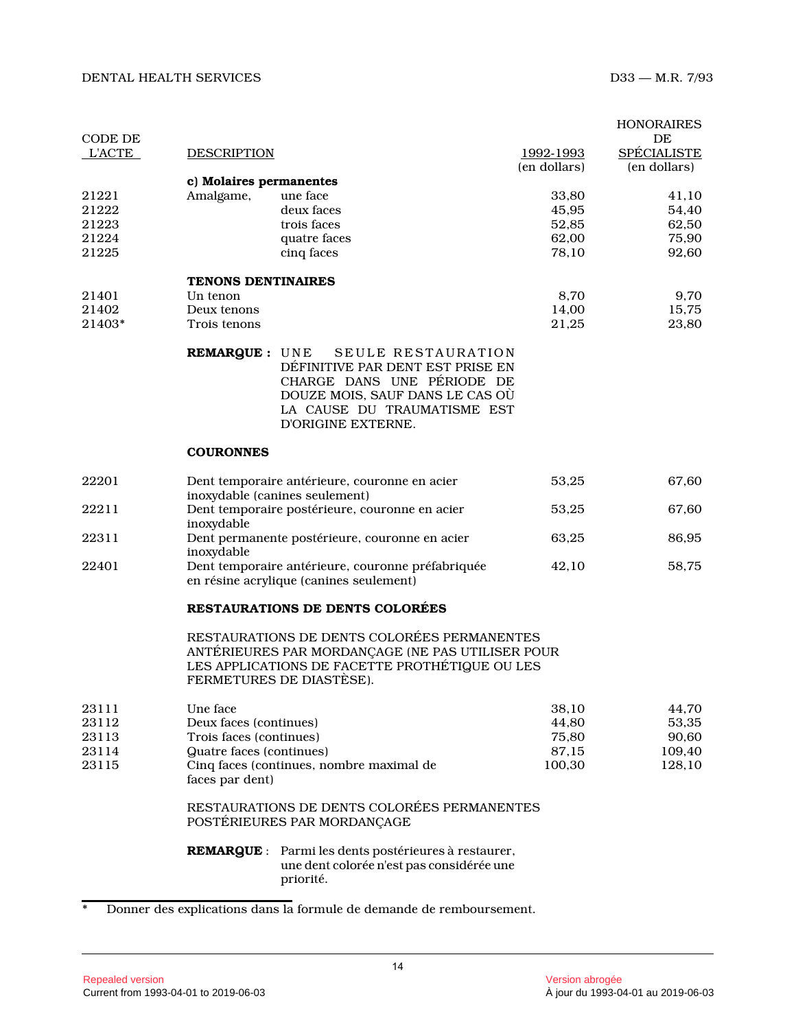| CODE DE L'ACTE | DESCRIPTION | | 1992-1993 (en dollars) | HONORAIRES DE SPÉCIALISTE (en dollars) |
|---|---|---|---|---|
| | **c) Molaires permanentes** | | | |
| 21221 | Amalgame, | une face | 33,80 | 41,10 |
| 21222 | | deux faces | 45,95 | 54,40 |
| 21223 | | trois faces | 52,85 | 62,50 |
| 21224 | | quatre faces | 62,00 | 75,90 |
| 21225 | | cinq faces | 78,10 | 92,60 |
| | **TENONS DENTINAIRES** | | | |
| 21401 | Un tenon | | 8,70 | 9,70 |
| 21402 | Deux tenons | | 14,00 | 15,75 |
| 21403* | Trois tenons | | 21,25 | 23,80 |

**REMARQUE :** UNE SEULE RESTAURATION DÉFINITIVE PAR DENT EST PRISE EN CHARGE DANS UNE PÉRIODE DE DOUZE MOIS, SAUF DANS LE CAS OÙ LA CAUSE DU TRAUMATISME EST D'ORIGINE EXTERNE.

**COURONNES**

| CODE DE L'ACTE | DESCRIPTION | 1992-1993 (en dollars) | HONORAIRES DE SPÉCIALISTE (en dollars) |
|---|---|---|---|
| 22201 | Dent temporaire antérieure, couronne en acier inoxydable (canines seulement) | 53,25 | 67,60 |
| 22211 | Dent temporaire postérieure, couronne en acier inoxydable | 53,25 | 67,60 |
| 22311 | Dent permanente postérieure, couronne en acier inoxydable | 63,25 | 86,95 |
| 22401 | Dent temporaire antérieure, couronne préfabriquée en résine acrylique (canines seulement) | 42,10 | 58,75 |

**RESTAURATIONS DE DENTS COLORÉES**

RESTAURATIONS DE DENTS COLORÉES PERMANENTES ANTÉRIEURES PAR MORDANÇAGE (NE PAS UTILISER POUR LES APPLICATIONS DE FACETTE PROTHÉTIQUE OU LES FERMETURES DE DIASTÈSE).

| CODE DE L'ACTE | DESCRIPTION | 1992-1993 (en dollars) | HONORAIRES DE SPÉCIALISTE (en dollars) |
|---|---|---|---|
| 23111 | Une face | 38,10 | 44,70 |
| 23112 | Deux faces (continues) | 44,80 | 53,35 |
| 23113 | Trois faces (continues) | 75,80 | 90,60 |
| 23114 | Quatre faces (continues) | 87,15 | 109,40 |
| 23115 | Cinq faces (continues, nombre maximal de faces par dent) | 100,30 | 128,10 |

RESTAURATIONS DE DENTS COLORÉES PERMANENTES POSTÉRIEURES PAR MORDANÇAGE

**REMARQUE** : Parmi les dents postérieures à restaurer, une dent colorée n'est pas considérée une priorité.

---

\* Donner des explications dans la formule de demande de remboursement.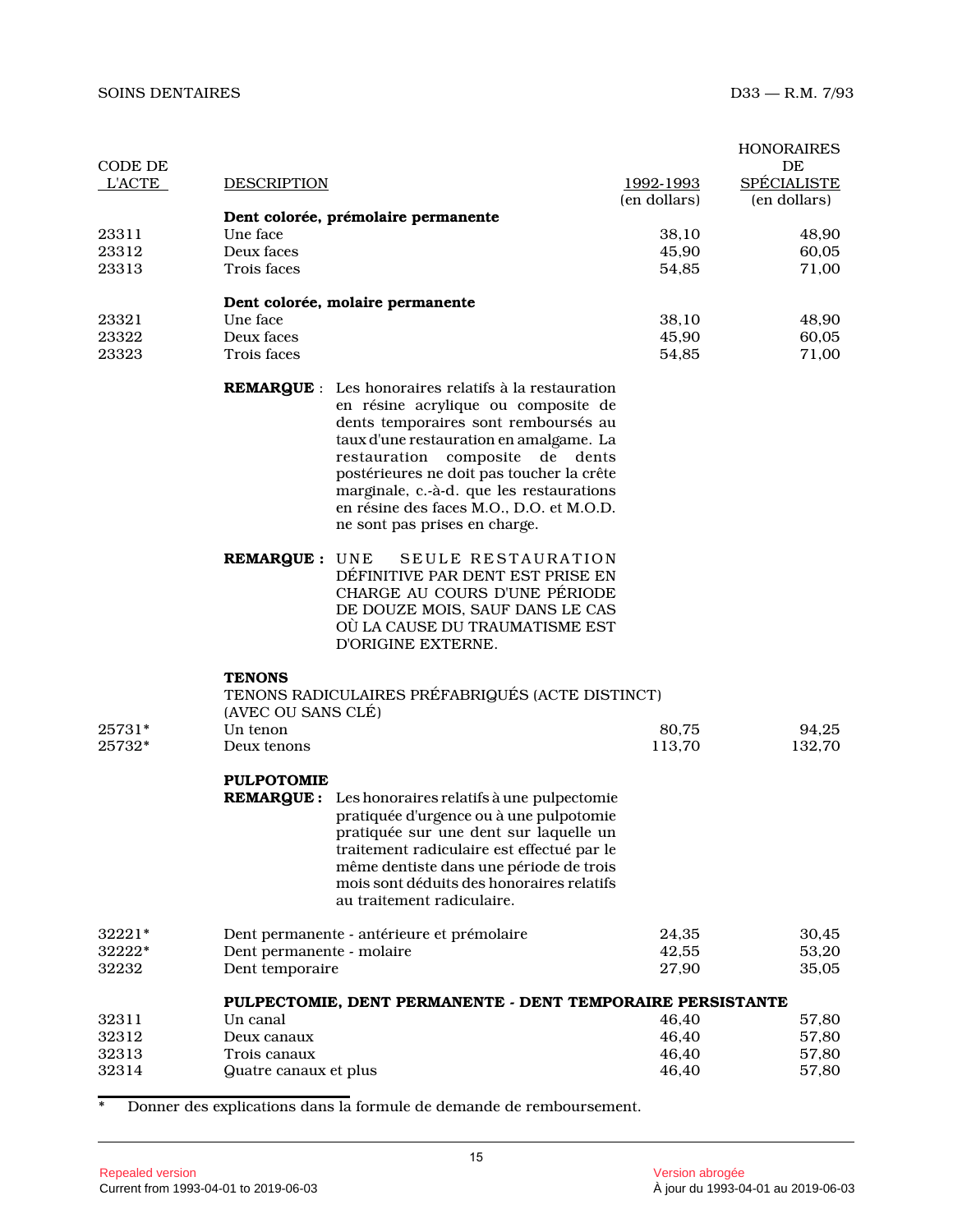| CODE DE L'ACTE | DESCRIPTION | 1992-1993 (en dollars) | HONORAIRES DE SPÉCIALISTE (en dollars) |
|---|---|---|---|
| | **Dent colorée, prémolaire permanente** | | |
| 23311 | Une face | 38,10 | 48,90 |
| 23312 | Deux faces | 45,90 | 60,05 |
| 23313 | Trois faces | 54,85 | 71,00 |
| | **Dent colorée, molaire permanente** | | |
| 23321 | Une face | 38,10 | 48,90 |
| 23322 | Deux faces | 45,90 | 60,05 |
| 23323 | Trois faces | 54,85 | 71,00 |

**REMARQUE** : Les honoraires relatifs à la restauration en résine acrylique ou composite de dents temporaires sont remboursés au taux d'une restauration en amalgame. La restauration composite de dents postérieures ne doit pas toucher la crête marginale, c.-à-d. que les restaurations en résine des faces M.O., D.O. et M.O.D. ne sont pas prises en charge.

**REMARQUE :** UNE SEULE RESTAURATION DÉFINITIVE PAR DENT EST PRISE EN CHARGE AU COURS D'UNE PÉRIODE DE DOUZE MOIS, SAUF DANS LE CAS OÙ LA CAUSE DU TRAUMATISME EST D'ORIGINE EXTERNE.

**TENONS**

TENONS RADICULAIRES PRÉFABRIQUÉS (ACTE DISTINCT) (AVEC OU SANS CLÉ)

| CODE DE L'ACTE | DESCRIPTION | 1992-1993 (en dollars) | HONORAIRES DE SPÉCIALISTE (en dollars) |
|---|---|---|---|
| 25731* | Un tenon | 80,75 | 94,25 |
| 25732* | Deux tenons | 113,70 | 132,70 |

**PULPOTOMIE**

**REMARQUE :** Les honoraires relatifs à une pulpectomie pratiquée d'urgence ou à une pulpotomie pratiquée sur une dent sur laquelle un traitement radiculaire est effectué par le même dentiste dans une période de trois mois sont déduits des honoraires relatifs au traitement radiculaire.

| CODE DE L'ACTE | DESCRIPTION | 1992-1993 (en dollars) | HONORAIRES DE SPÉCIALISTE (en dollars) |
|---|---|---|---|
| 32221* | Dent permanente - antérieure et prémolaire | 24,35 | 30,45 |
| 32222* | Dent permanente - molaire | 42,55 | 53,20 |
| 32232 | Dent temporaire | 27,90 | 35,05 |
| | **PULPECTOMIE, DENT PERMANENTE - DENT TEMPORAIRE PERSISTANTE** | | |
| 32311 | Un canal | 46,40 | 57,80 |
| 32312 | Deux canaux | 46,40 | 57,80 |
| 32313 | Trois canaux | 46,40 | 57,80 |
| 32314 | Quatre canaux et plus | 46,40 | 57,80 |

\* Donner des explications dans la formule de demande de remboursement.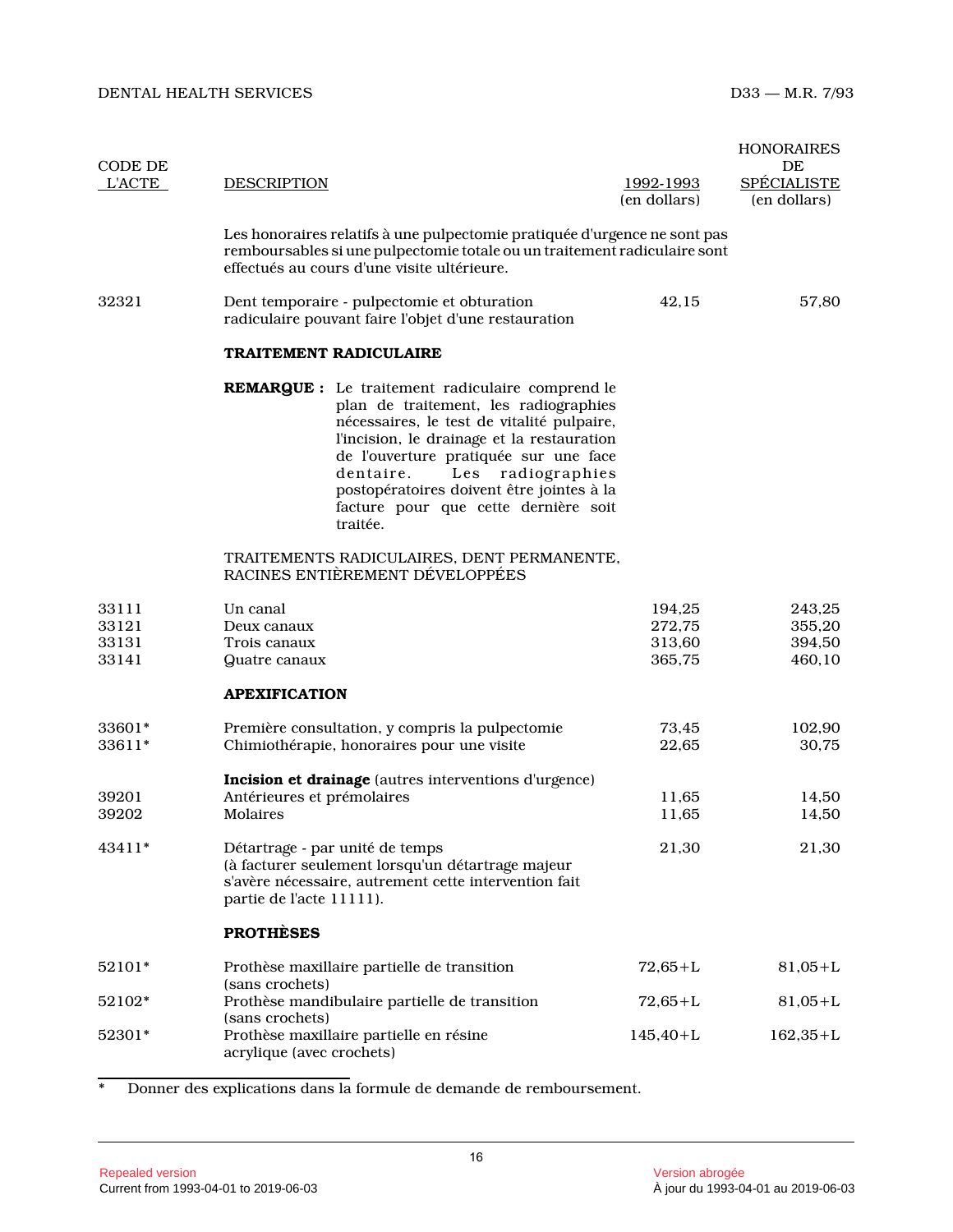| CODE DE L'ACTE | DESCRIPTION | 1992-1993 (en dollars) | HONORAIRES DE SPÉCIALISTE (en dollars) |
|---|---|---|---|
| | Les honoraires relatifs à une pulpectomie pratiquée d'urgence ne sont pas remboursables si une pulpectomie totale ou un traitement radiculaire sont effectués au cours d'une visite ultérieure. | | |
| 32321 | Dent temporaire - pulpectomie et obturation radiculaire pouvant faire l'objet d'une restauration | 42,15 | 57,80 |
| | **TRAITEMENT RADICULAIRE** | | |
| | **REMARQUE :** Le traitement radiculaire comprend le plan de traitement, les radiographies nécessaires, le test de vitalité pulpaire, l'incision, le drainage et la restauration de l'ouverture pratiquée sur une face dentaire. Les radiographies postopératoires doivent être jointes à la facture pour que cette dernière soit traitée. | | |
| | TRAITEMENTS RADICULAIRES, DENT PERMANENTE, RACINES ENTIÈREMENT DÉVELOPPÉES | | |
| 33111 | Un canal | 194,25 | 243,25 |
| 33121 | Deux canaux | 272,75 | 355,20 |
| 33131 | Trois canaux | 313,60 | 394,50 |
| 33141 | Quatre canaux | 365,75 | 460,10 |
| | **APEXIFICATION** | | |
| 33601* | Première consultation, y compris la pulpectomie | 73,45 | 102,90 |
| 33611* | Chimiothérapie, honoraires pour une visite | 22,65 | 30,75 |
| | **Incision et drainage** (autres interventions d'urgence) | | |
| 39201 | Antérieures et prémolaires | 11,65 | 14,50 |
| 39202 | Molaires | 11,65 | 14,50 |
| 43411* | Détartrage - par unité de temps (à facturer seulement lorsqu'un détartrage majeur s'avère nécessaire, autrement cette intervention fait partie de l'acte 11111). | 21,30 | 21,30 |
| | **PROTHÈSES** | | |
| 52101* | Prothèse maxillaire partielle de transition (sans crochets) | 72,65+L | 81,05+L |
| 52102* | Prothèse mandibulaire partielle de transition (sans crochets) | 72,65+L | 81,05+L |
| 52301* | Prothèse maxillaire partielle en résine acrylique (avec crochets) | 145,40+L | 162,35+L |

\* Donner des explications dans la formule de demande de remboursement.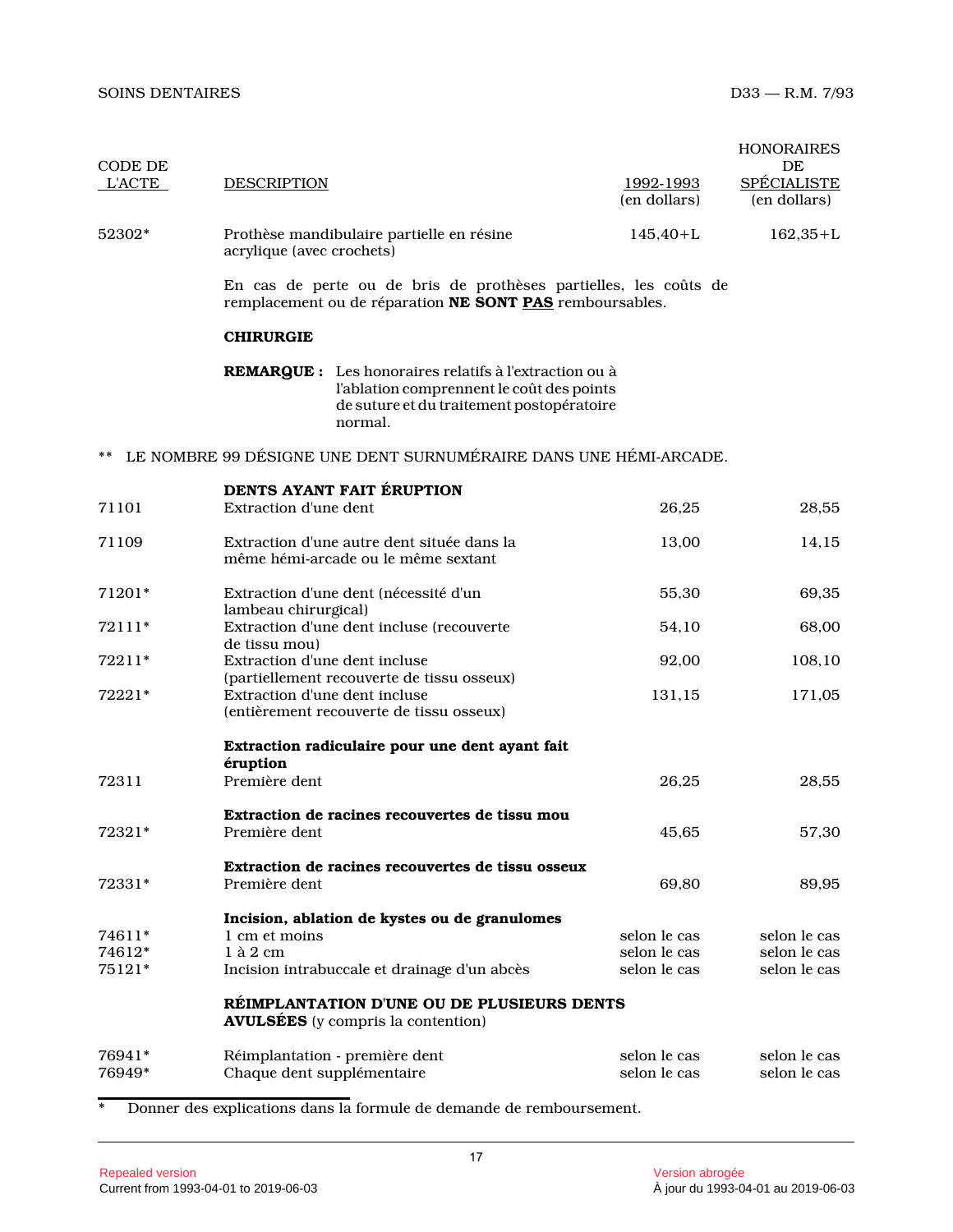| CODE DE L'ACTE | DESCRIPTION | 1992-1993 (en dollars) | HONORAIRES DE SPÉCIALISTE (en dollars) |
|---|---|---|---|
| 52302* | Prothèse mandibulaire partielle en résine acrylique (avec crochets) | 145,40+L | 162,35+L |

En cas de perte ou de bris de prothèses partielles, les coûts de remplacement ou de réparation **NE SONT PAS** remboursables.

**CHIRURGIE**

**REMARQUE :** Les honoraires relatifs à l'extraction ou à l'ablation comprennent le coût des points de suture et du traitement postopératoire normal.

** LE NOMBRE 99 DÉSIGNE UNE DENT SURNUMÉRAIRE DANS UNE HÉMI-ARCADE.

| CODE DE L'ACTE | DESCRIPTION | 1992-1993 (en dollars) | HONORAIRES DE SPÉCIALISTE (en dollars) |
|---|---|---|---|
| | **DENTS AYANT FAIT ÉRUPTION** | | |
| 71101 | Extraction d'une dent | 26,25 | 28,55 |
| 71109 | Extraction d'une autre dent située dans la même hémi-arcade ou le même sextant | 13,00 | 14,15 |
| 71201* | Extraction d'une dent (nécessité d'un lambeau chirurgical) | 55,30 | 69,35 |
| 72111* | Extraction d'une dent incluse (recouverte de tissu mou) | 54,10 | 68,00 |
| 72211* | Extraction d'une dent incluse (partiellement recouverte de tissu osseux) | 92,00 | 108,10 |
| 72221* | Extraction d'une dent incluse (entièrement recouverte de tissu osseux) | 131,15 | 171,05 |
| | **Extraction radiculaire pour une dent ayant fait éruption** | | |
| 72311 | Première dent | 26,25 | 28,55 |
| | **Extraction de racines recouvertes de tissu mou** | | |
| 72321* | Première dent | 45,65 | 57,30 |
| | **Extraction de racines recouvertes de tissu osseux** | | |
| 72331* | Première dent | 69,80 | 89,95 |
| | **Incision, ablation de kystes ou de granulomes** | | |
| 74611* | 1 cm et moins | selon le cas | selon le cas |
| 74612* | 1 à 2 cm | selon le cas | selon le cas |
| 75121* | Incision intrabuccale et drainage d'un abcès | selon le cas | selon le cas |
| | **RÉIMPLANTATION D'UNE OU DE PLUSIEURS DENTS AVULSÉES** (y compris la contention) | | |
| 76941* | Réimplantation - première dent | selon le cas | selon le cas |
| 76949* | Chaque dent supplémentaire | selon le cas | selon le cas |

\* Donner des explications dans la formule de demande de remboursement.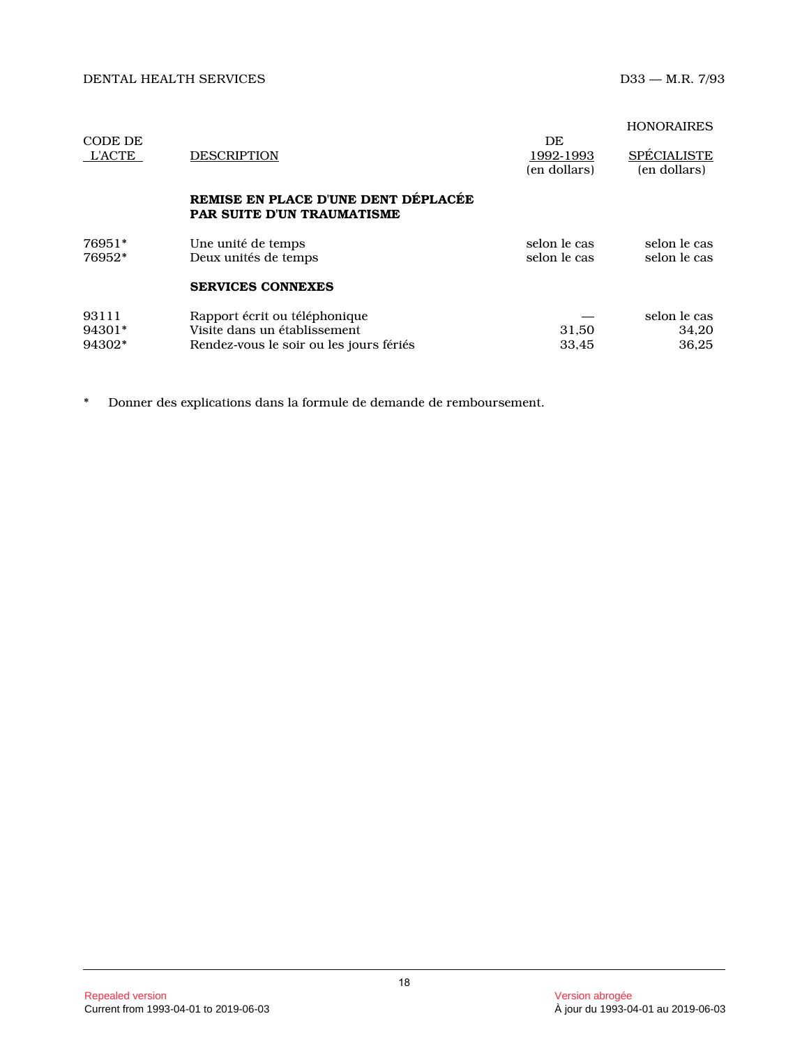| CODE DE L'ACTE | DESCRIPTION | HONORAIRES DE 1992-1993 (en dollars) | SPÉCIALISTE (en dollars) |
|---|---|---|---|
| | **REMISE EN PLACE D'UNE DENT DÉPLACÉE PAR SUITE D'UN TRAUMATISME** | | |
| 76951* | Une unité de temps | selon le cas | selon le cas |
| 76952* | Deux unités de temps | selon le cas | selon le cas |
| | **SERVICES CONNEXES** | | |
| 93111 | Rapport écrit ou téléphonique | — | selon le cas |
| 94301* | Visite dans un établissement | 31,50 | 34,20 |
| 94302* | Rendez-vous le soir ou les jours fériés | 33,45 | 36,25 |

\* Donner des explications dans la formule de demande de remboursement.